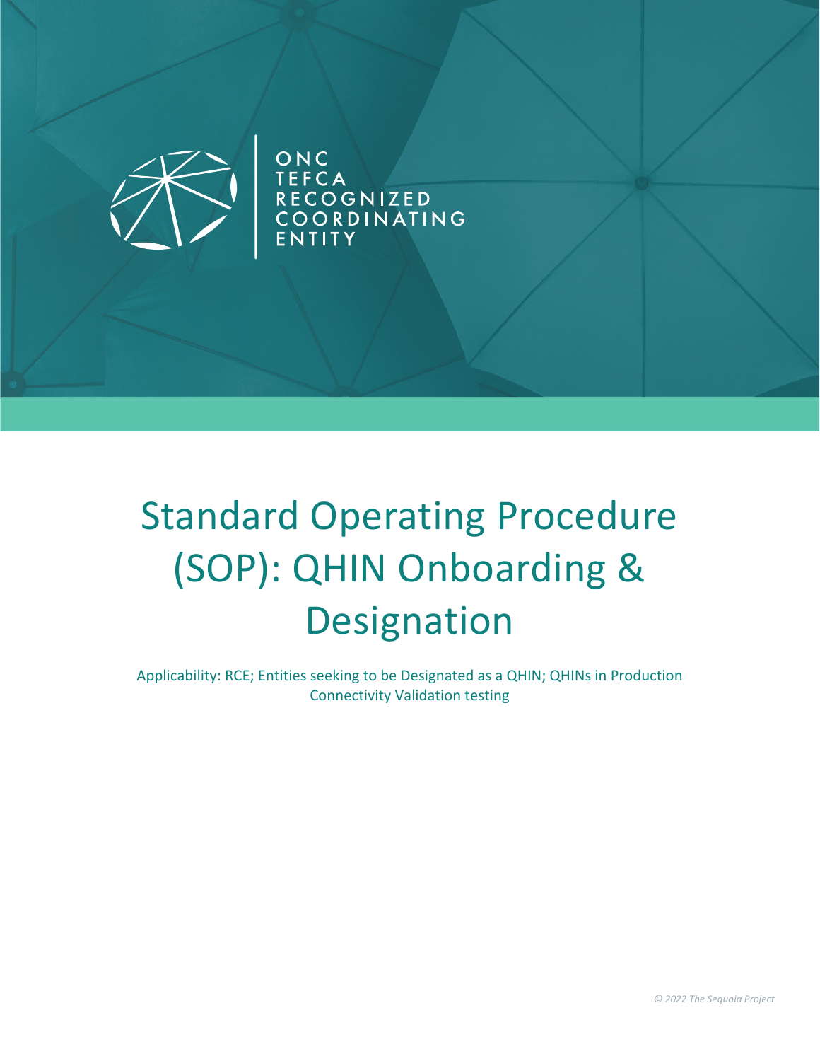ONC TEFCA RECOGNIZED COORDINATING ENTITY

# Standard Operating Procedure (SOP): QHIN Onboarding & Designation

Applicability: RCE; Entities seeking to be Designated as a QHIN; QHINs in Production Connectivity Validation testing

*© 2022 The Sequoia Project*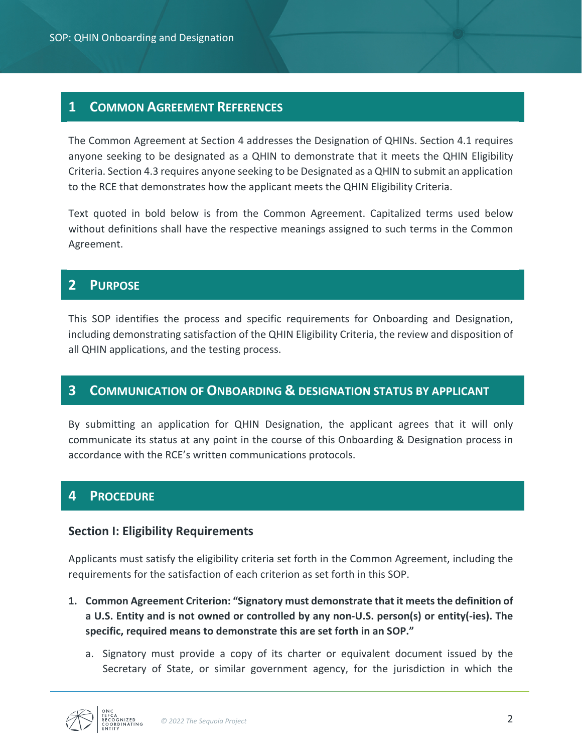## 1 Common Agreement References

The Common Agreement at Section 4 addresses the Designation of QHINs. Section 4.1 requires anyone seeking to be designated as a QHIN to demonstrate that it meets the QHIN Eligibility Criteria. Section 4.3 requires anyone seeking to be Designated as a QHIN to submit an application to the RCE that demonstrates how the applicant meets the QHIN Eligibility Criteria.

Text quoted in bold below is from the Common Agreement. Capitalized terms used below without definitions shall have the respective meanings assigned to such terms in the Common Agreement.

## 2 Purpose

This SOP identifies the process and specific requirements for Onboarding and Designation, including demonstrating satisfaction of the QHIN Eligibility Criteria, the review and disposition of all QHIN applications, and the testing process.

## 3 Communication of Onboarding & Designation Status by Applicant

By submitting an application for QHIN Designation, the applicant agrees that it will only communicate its status at any point in the course of this Onboarding & Designation process in accordance with the RCE's written communications protocols.

## 4 Procedure

### Section I: Eligibility Requirements

Applicants must satisfy the eligibility criteria set forth in the Common Agreement, including the requirements for the satisfaction of each criterion as set forth in this SOP.

1. **Common Agreement Criterion: "Signatory must demonstrate that it meets the definition of a U.S. Entity and is not owned or controlled by any non-U.S. person(s) or entity(-ies). The specific, required means to demonstrate this are set forth in an SOP."**

   a. Signatory must provide a copy of its charter or equivalent document issued by the Secretary of State, or similar government agency, for the jurisdiction in which the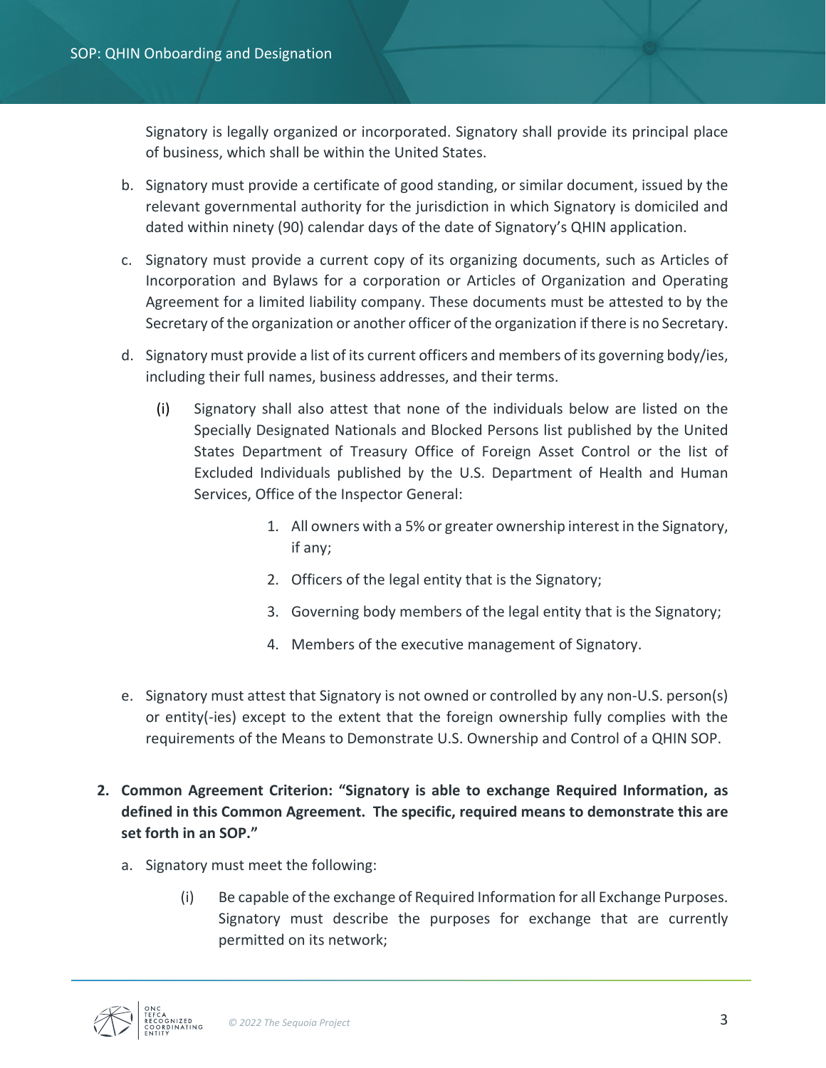Signatory is legally organized or incorporated. Signatory shall provide its principal place of business, which shall be within the United States.

b. Signatory must provide a certificate of good standing, or similar document, issued by the relevant governmental authority for the jurisdiction in which Signatory is domiciled and dated within ninety (90) calendar days of the date of Signatory's QHIN application.

c. Signatory must provide a current copy of its organizing documents, such as Articles of Incorporation and Bylaws for a corporation or Articles of Organization and Operating Agreement for a limited liability company. These documents must be attested to by the Secretary of the organization or another officer of the organization if there is no Secretary.

d. Signatory must provide a list of its current officers and members of its governing body/ies, including their full names, business addresses, and their terms.

   (i) Signatory shall also attest that none of the individuals below are listed on the Specially Designated Nationals and Blocked Persons list published by the United States Department of Treasury Office of Foreign Asset Control or the list of Excluded Individuals published by the U.S. Department of Health and Human Services, Office of the Inspector General:

      1. All owners with a 5% or greater ownership interest in the Signatory, if any;
      2. Officers of the legal entity that is the Signatory;
      3. Governing body members of the legal entity that is the Signatory;
      4. Members of the executive management of Signatory.

e. Signatory must attest that Signatory is not owned or controlled by any non-U.S. person(s) or entity(-ies) except to the extent that the foreign ownership fully complies with the requirements of the Means to Demonstrate U.S. Ownership and Control of a QHIN SOP.

**2. Common Agreement Criterion: "Signatory is able to exchange Required Information, as defined in this Common Agreement. The specific, required means to demonstrate this are set forth in an SOP."**

a. Signatory must meet the following:

   (i) Be capable of the exchange of Required Information for all Exchange Purposes. Signatory must describe the purposes for exchange that are currently permitted on its network;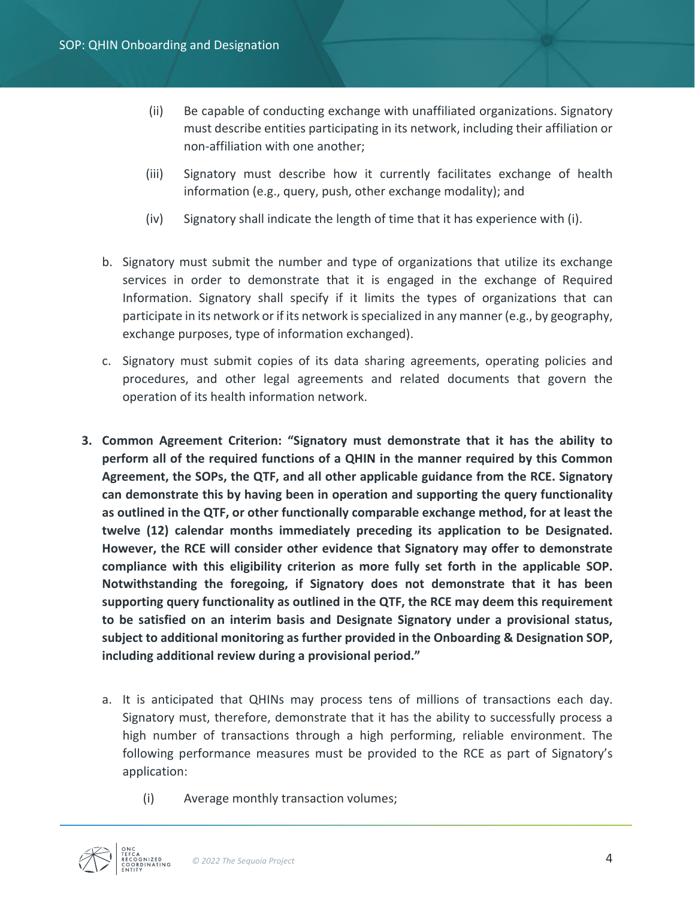(ii) Be capable of conducting exchange with unaffiliated organizations. Signatory must describe entities participating in its network, including their affiliation or non-affiliation with one another;

(iii) Signatory must describe how it currently facilitates exchange of health information (e.g., query, push, other exchange modality); and

(iv) Signatory shall indicate the length of time that it has experience with (i).

b. Signatory must submit the number and type of organizations that utilize its exchange services in order to demonstrate that it is engaged in the exchange of Required Information. Signatory shall specify if it limits the types of organizations that can participate in its network or if its network is specialized in any manner (e.g., by geography, exchange purposes, type of information exchanged).

c. Signatory must submit copies of its data sharing agreements, operating policies and procedures, and other legal agreements and related documents that govern the operation of its health information network.

3. **Common Agreement Criterion: "Signatory must demonstrate that it has the ability to perform all of the required functions of a QHIN in the manner required by this Common Agreement, the SOPs, the QTF, and all other applicable guidance from the RCE. Signatory can demonstrate this by having been in operation and supporting the query functionality as outlined in the QTF, or other functionally comparable exchange method, for at least the twelve (12) calendar months immediately preceding its application to be Designated. However, the RCE will consider other evidence that Signatory may offer to demonstrate compliance with this eligibility criterion as more fully set forth in the applicable SOP. Notwithstanding the foregoing, if Signatory does not demonstrate that it has been supporting query functionality as outlined in the QTF, the RCE may deem this requirement to be satisfied on an interim basis and Designate Signatory under a provisional status, subject to additional monitoring as further provided in the Onboarding & Designation SOP, including additional review during a provisional period."**

   a. It is anticipated that QHINs may process tens of millions of transactions each day. Signatory must, therefore, demonstrate that it has the ability to successfully process a high number of transactions through a high performing, reliable environment. The following performance measures must be provided to the RCE as part of Signatory's application:

      (i) Average monthly transaction volumes;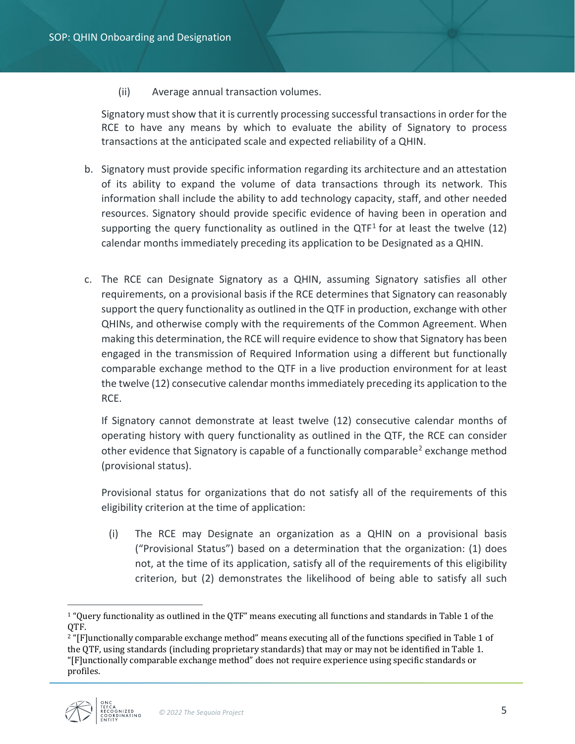(ii) Average annual transaction volumes.

Signatory must show that it is currently processing successful transactions in order for the RCE to have any means by which to evaluate the ability of Signatory to process transactions at the anticipated scale and expected reliability of a QHIN.

b. Signatory must provide specific information regarding its architecture and an attestation of its ability to expand the volume of data transactions through its network. This information shall include the ability to add technology capacity, staff, and other needed resources. Signatory should provide specific evidence of having been in operation and supporting the query functionality as outlined in the QTF[1] for at least the twelve (12) calendar months immediately preceding its application to be Designated as a QHIN.

c. The RCE can Designate Signatory as a QHIN, assuming Signatory satisfies all other requirements, on a provisional basis if the RCE determines that Signatory can reasonably support the query functionality as outlined in the QTF in production, exchange with other QHINs, and otherwise comply with the requirements of the Common Agreement. When making this determination, the RCE will require evidence to show that Signatory has been engaged in the transmission of Required Information using a different but functionally comparable exchange method to the QTF in a live production environment for at least the twelve (12) consecutive calendar months immediately preceding its application to the RCE.

   If Signatory cannot demonstrate at least twelve (12) consecutive calendar months of operating history with query functionality as outlined in the QTF, the RCE can consider other evidence that Signatory is capable of a functionally comparable[2] exchange method (provisional status).

   Provisional status for organizations that do not satisfy all of the requirements of this eligibility criterion at the time of application:

   (i) The RCE may Designate an organization as a QHIN on a provisional basis ("Provisional Status") based on a determination that the organization: (1) does not, at the time of its application, satisfy all of the requirements of this eligibility criterion, but (2) demonstrates the likelihood of being able to satisfy all such

---

[1] "Query functionality as outlined in the QTF" means executing all functions and standards in Table 1 of the QTF.

[2] "[F]unctionally comparable exchange method" means executing all of the functions specified in Table 1 of the QTF, using standards (including proprietary standards) that may or may not be identified in Table 1. "[F]unctionally comparable exchange method" does not require experience using specific standards or profiles.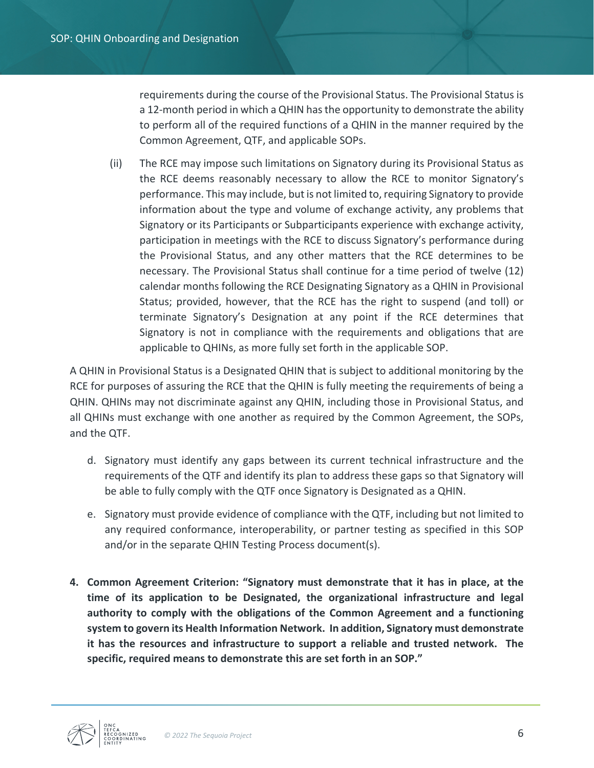requirements during the course of the Provisional Status. The Provisional Status is a 12-month period in which a QHIN has the opportunity to demonstrate the ability to perform all of the required functions of a QHIN in the manner required by the Common Agreement, QTF, and applicable SOPs.

(ii) The RCE may impose such limitations on Signatory during its Provisional Status as the RCE deems reasonably necessary to allow the RCE to monitor Signatory's performance. This may include, but is not limited to, requiring Signatory to provide information about the type and volume of exchange activity, any problems that Signatory or its Participants or Subparticipants experience with exchange activity, participation in meetings with the RCE to discuss Signatory's performance during the Provisional Status, and any other matters that the RCE determines to be necessary. The Provisional Status shall continue for a time period of twelve (12) calendar months following the RCE Designating Signatory as a QHIN in Provisional Status; provided, however, that the RCE has the right to suspend (and toll) or terminate Signatory's Designation at any point if the RCE determines that Signatory is not in compliance with the requirements and obligations that are applicable to QHINs, as more fully set forth in the applicable SOP.

A QHIN in Provisional Status is a Designated QHIN that is subject to additional monitoring by the RCE for purposes of assuring the RCE that the QHIN is fully meeting the requirements of being a QHIN. QHINs may not discriminate against any QHIN, including those in Provisional Status, and all QHINs must exchange with one another as required by the Common Agreement, the SOPs, and the QTF.

d. Signatory must identify any gaps between its current technical infrastructure and the requirements of the QTF and identify its plan to address these gaps so that Signatory will be able to fully comply with the QTF once Signatory is Designated as a QHIN.

e. Signatory must provide evidence of compliance with the QTF, including but not limited to any required conformance, interoperability, or partner testing as specified in this SOP and/or in the separate QHIN Testing Process document(s).

4. **Common Agreement Criterion: "Signatory must demonstrate that it has in place, at the time of its application to be Designated, the organizational infrastructure and legal authority to comply with the obligations of the Common Agreement and a functioning system to govern its Health Information Network. In addition, Signatory must demonstrate it has the resources and infrastructure to support a reliable and trusted network. The specific, required means to demonstrate this are set forth in an SOP."**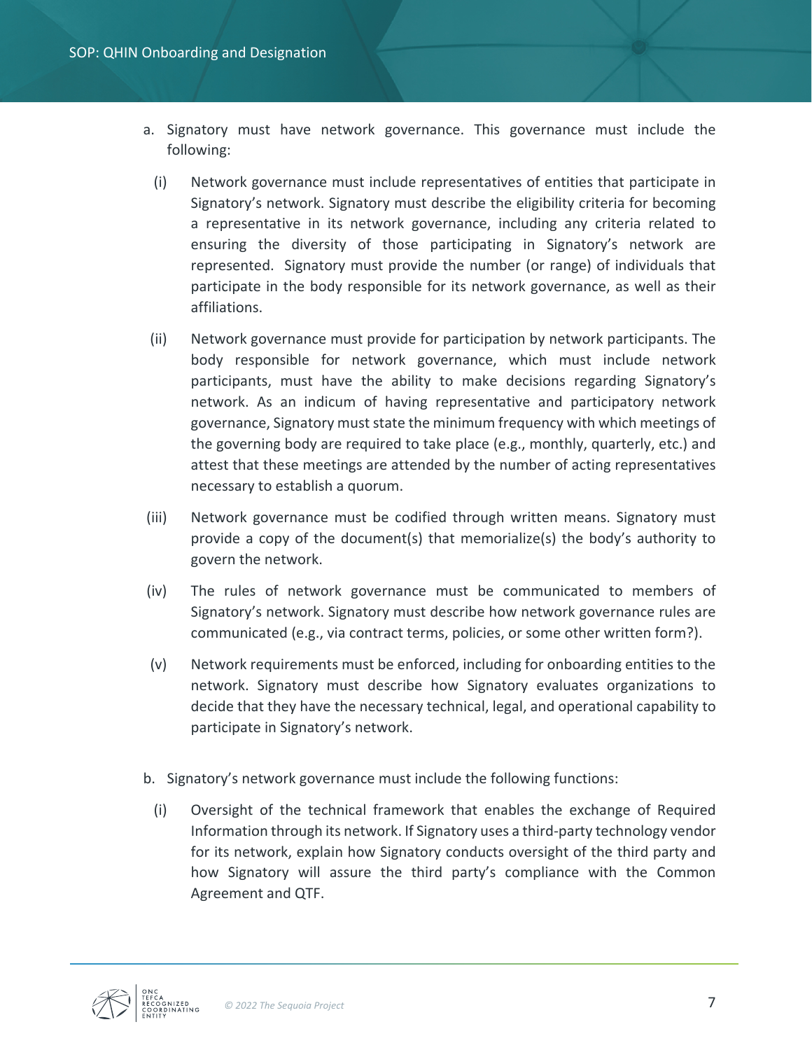a. Signatory must have network governance. This governance must include the following:

  (i) Network governance must include representatives of entities that participate in Signatory's network. Signatory must describe the eligibility criteria for becoming a representative in its network governance, including any criteria related to ensuring the diversity of those participating in Signatory's network are represented. Signatory must provide the number (or range) of individuals that participate in the body responsible for its network governance, as well as their affiliations.

  (ii) Network governance must provide for participation by network participants. The body responsible for network governance, which must include network participants, must have the ability to make decisions regarding Signatory's network. As an indicum of having representative and participatory network governance, Signatory must state the minimum frequency with which meetings of the governing body are required to take place (e.g., monthly, quarterly, etc.) and attest that these meetings are attended by the number of acting representatives necessary to establish a quorum.

  (iii) Network governance must be codified through written means. Signatory must provide a copy of the document(s) that memorialize(s) the body's authority to govern the network.

  (iv) The rules of network governance must be communicated to members of Signatory's network. Signatory must describe how network governance rules are communicated (e.g., via contract terms, policies, or some other written form?).

  (v) Network requirements must be enforced, including for onboarding entities to the network. Signatory must describe how Signatory evaluates organizations to decide that they have the necessary technical, legal, and operational capability to participate in Signatory's network.

b. Signatory's network governance must include the following functions:

  (i) Oversight of the technical framework that enables the exchange of Required Information through its network. If Signatory uses a third-party technology vendor for its network, explain how Signatory conducts oversight of the third party and how Signatory will assure the third party's compliance with the Common Agreement and QTF.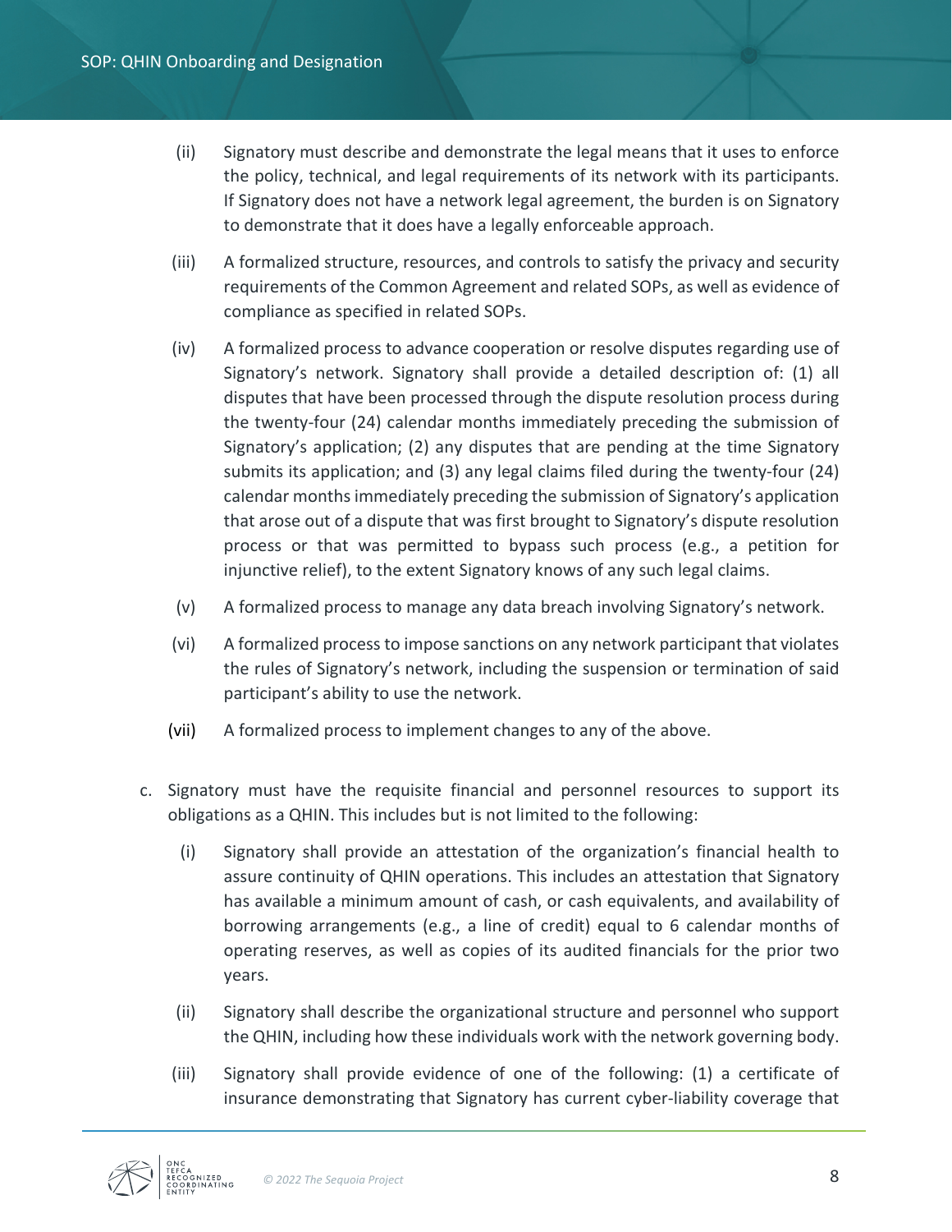(ii) Signatory must describe and demonstrate the legal means that it uses to enforce the policy, technical, and legal requirements of its network with its participants. If Signatory does not have a network legal agreement, the burden is on Signatory to demonstrate that it does have a legally enforceable approach.

(iii) A formalized structure, resources, and controls to satisfy the privacy and security requirements of the Common Agreement and related SOPs, as well as evidence of compliance as specified in related SOPs.

(iv) A formalized process to advance cooperation or resolve disputes regarding use of Signatory's network. Signatory shall provide a detailed description of: (1) all disputes that have been processed through the dispute resolution process during the twenty-four (24) calendar months immediately preceding the submission of Signatory's application; (2) any disputes that are pending at the time Signatory submits its application; and (3) any legal claims filed during the twenty-four (24) calendar months immediately preceding the submission of Signatory's application that arose out of a dispute that was first brought to Signatory's dispute resolution process or that was permitted to bypass such process (e.g., a petition for injunctive relief), to the extent Signatory knows of any such legal claims.

(v) A formalized process to manage any data breach involving Signatory's network.

(vi) A formalized process to impose sanctions on any network participant that violates the rules of Signatory's network, including the suspension or termination of said participant's ability to use the network.

(vii) A formalized process to implement changes to any of the above.

c. Signatory must have the requisite financial and personnel resources to support its obligations as a QHIN. This includes but is not limited to the following:

(i) Signatory shall provide an attestation of the organization's financial health to assure continuity of QHIN operations. This includes an attestation that Signatory has available a minimum amount of cash, or cash equivalents, and availability of borrowing arrangements (e.g., a line of credit) equal to 6 calendar months of operating reserves, as well as copies of its audited financials for the prior two years.

(ii) Signatory shall describe the organizational structure and personnel who support the QHIN, including how these individuals work with the network governing body.

(iii) Signatory shall provide evidence of one of the following: (1) a certificate of insurance demonstrating that Signatory has current cyber-liability coverage that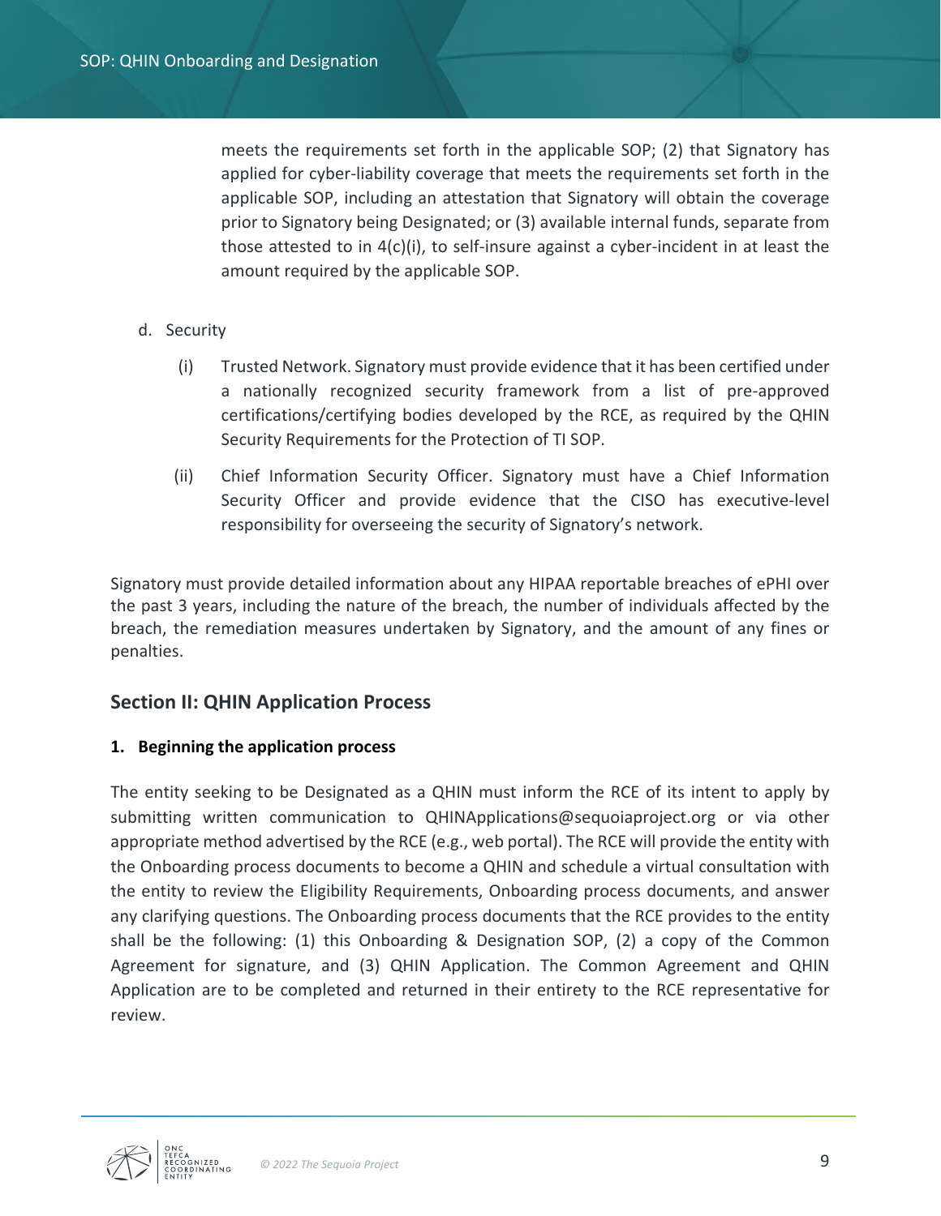meets the requirements set forth in the applicable SOP; (2) that Signatory has applied for cyber-liability coverage that meets the requirements set forth in the applicable SOP, including an attestation that Signatory will obtain the coverage prior to Signatory being Designated; or (3) available internal funds, separate from those attested to in 4(c)(i), to self-insure against a cyber-incident in at least the amount required by the applicable SOP.

d. Security

  (i) Trusted Network. Signatory must provide evidence that it has been certified under a nationally recognized security framework from a list of pre-approved certifications/certifying bodies developed by the RCE, as required by the QHIN Security Requirements for the Protection of TI SOP.

  (ii) Chief Information Security Officer. Signatory must have a Chief Information Security Officer and provide evidence that the CISO has executive-level responsibility for overseeing the security of Signatory's network.

Signatory must provide detailed information about any HIPAA reportable breaches of ePHI over the past 3 years, including the nature of the breach, the number of individuals affected by the breach, the remediation measures undertaken by Signatory, and the amount of any fines or penalties.

## Section II: QHIN Application Process

**1. Beginning the application process**

The entity seeking to be Designated as a QHIN must inform the RCE of its intent to apply by submitting written communication to QHINApplications@sequoiaproject.org or via other appropriate method advertised by the RCE (e.g., web portal). The RCE will provide the entity with the Onboarding process documents to become a QHIN and schedule a virtual consultation with the entity to review the Eligibility Requirements, Onboarding process documents, and answer any clarifying questions. The Onboarding process documents that the RCE provides to the entity shall be the following: (1) this Onboarding & Designation SOP, (2) a copy of the Common Agreement for signature, and (3) QHIN Application. The Common Agreement and QHIN Application are to be completed and returned in their entirety to the RCE representative for review.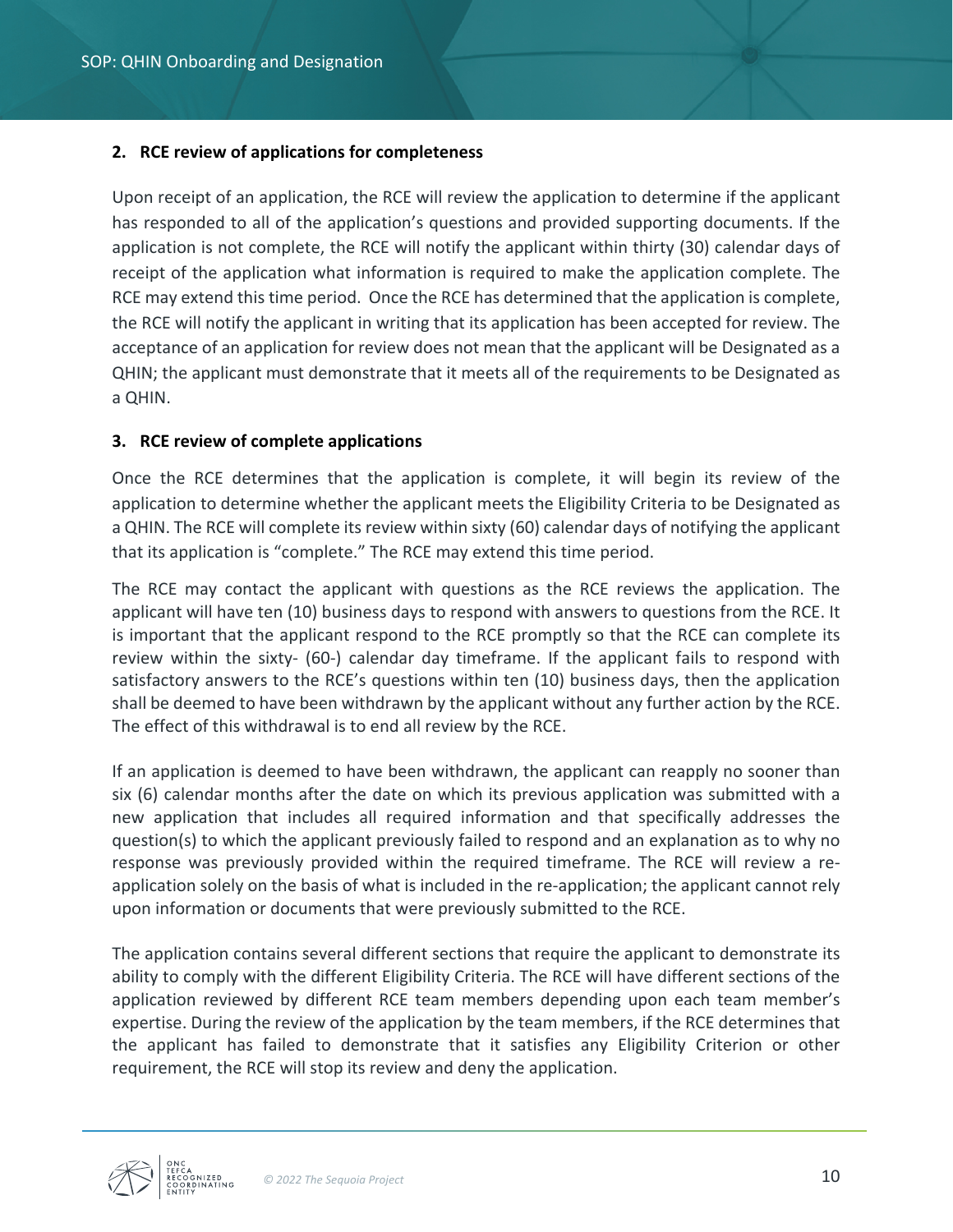### 2. RCE review of applications for completeness

Upon receipt of an application, the RCE will review the application to determine if the applicant has responded to all of the application's questions and provided supporting documents. If the application is not complete, the RCE will notify the applicant within thirty (30) calendar days of receipt of the application what information is required to make the application complete. The RCE may extend this time period. Once the RCE has determined that the application is complete, the RCE will notify the applicant in writing that its application has been accepted for review. The acceptance of an application for review does not mean that the applicant will be Designated as a QHIN; the applicant must demonstrate that it meets all of the requirements to be Designated as a QHIN.

### 3. RCE review of complete applications

Once the RCE determines that the application is complete, it will begin its review of the application to determine whether the applicant meets the Eligibility Criteria to be Designated as a QHIN. The RCE will complete its review within sixty (60) calendar days of notifying the applicant that its application is "complete." The RCE may extend this time period.

The RCE may contact the applicant with questions as the RCE reviews the application. The applicant will have ten (10) business days to respond with answers to questions from the RCE. It is important that the applicant respond to the RCE promptly so that the RCE can complete its review within the sixty- (60-) calendar day timeframe. If the applicant fails to respond with satisfactory answers to the RCE's questions within ten (10) business days, then the application shall be deemed to have been withdrawn by the applicant without any further action by the RCE. The effect of this withdrawal is to end all review by the RCE.

If an application is deemed to have been withdrawn, the applicant can reapply no sooner than six (6) calendar months after the date on which its previous application was submitted with a new application that includes all required information and that specifically addresses the question(s) to which the applicant previously failed to respond and an explanation as to why no response was previously provided within the required timeframe. The RCE will review a re-application solely on the basis of what is included in the re-application; the applicant cannot rely upon information or documents that were previously submitted to the RCE.

The application contains several different sections that require the applicant to demonstrate its ability to comply with the different Eligibility Criteria. The RCE will have different sections of the application reviewed by different RCE team members depending upon each team member's expertise. During the review of the application by the team members, if the RCE determines that the applicant has failed to demonstrate that it satisfies any Eligibility Criterion or other requirement, the RCE will stop its review and deny the application.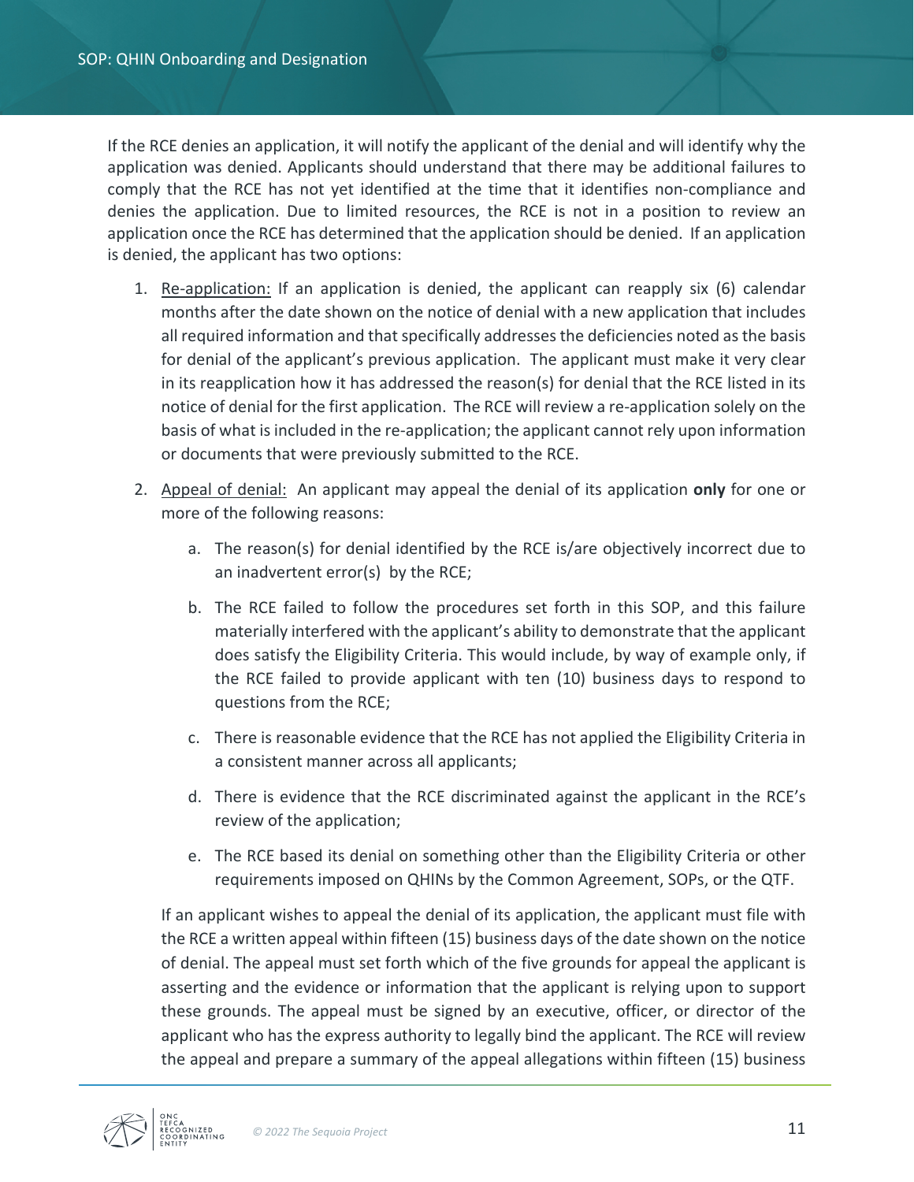If the RCE denies an application, it will notify the applicant of the denial and will identify why the application was denied. Applicants should understand that there may be additional failures to comply that the RCE has not yet identified at the time that it identifies non-compliance and denies the application. Due to limited resources, the RCE is not in a position to review an application once the RCE has determined that the application should be denied. If an application is denied, the applicant has two options:

1. Re-application: If an application is denied, the applicant can reapply six (6) calendar months after the date shown on the notice of denial with a new application that includes all required information and that specifically addresses the deficiencies noted as the basis for denial of the applicant's previous application. The applicant must make it very clear in its reapplication how it has addressed the reason(s) for denial that the RCE listed in its notice of denial for the first application. The RCE will review a re-application solely on the basis of what is included in the re-application; the applicant cannot rely upon information or documents that were previously submitted to the RCE.

2. Appeal of denial: An applicant may appeal the denial of its application **only** for one or more of the following reasons:

   a. The reason(s) for denial identified by the RCE is/are objectively incorrect due to an inadvertent error(s) by the RCE;

   b. The RCE failed to follow the procedures set forth in this SOP, and this failure materially interfered with the applicant's ability to demonstrate that the applicant does satisfy the Eligibility Criteria. This would include, by way of example only, if the RCE failed to provide applicant with ten (10) business days to respond to questions from the RCE;

   c. There is reasonable evidence that the RCE has not applied the Eligibility Criteria in a consistent manner across all applicants;

   d. There is evidence that the RCE discriminated against the applicant in the RCE's review of the application;

   e. The RCE based its denial on something other than the Eligibility Criteria or other requirements imposed on QHINs by the Common Agreement, SOPs, or the QTF.

   If an applicant wishes to appeal the denial of its application, the applicant must file with the RCE a written appeal within fifteen (15) business days of the date shown on the notice of denial. The appeal must set forth which of the five grounds for appeal the applicant is asserting and the evidence or information that the applicant is relying upon to support these grounds. The appeal must be signed by an executive, officer, or director of the applicant who has the express authority to legally bind the applicant. The RCE will review the appeal and prepare a summary of the appeal allegations within fifteen (15) business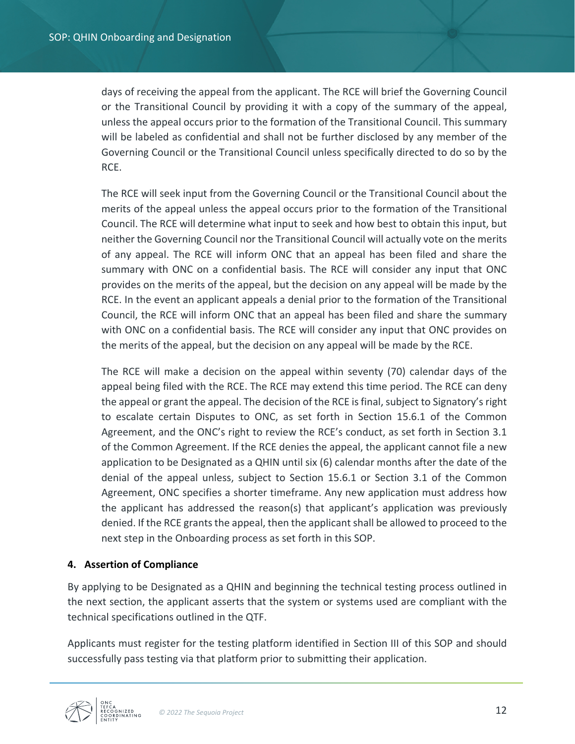days of receiving the appeal from the applicant. The RCE will brief the Governing Council or the Transitional Council by providing it with a copy of the summary of the appeal, unless the appeal occurs prior to the formation of the Transitional Council. This summary will be labeled as confidential and shall not be further disclosed by any member of the Governing Council or the Transitional Council unless specifically directed to do so by the RCE.

The RCE will seek input from the Governing Council or the Transitional Council about the merits of the appeal unless the appeal occurs prior to the formation of the Transitional Council. The RCE will determine what input to seek and how best to obtain this input, but neither the Governing Council nor the Transitional Council will actually vote on the merits of any appeal. The RCE will inform ONC that an appeal has been filed and share the summary with ONC on a confidential basis. The RCE will consider any input that ONC provides on the merits of the appeal, but the decision on any appeal will be made by the RCE. In the event an applicant appeals a denial prior to the formation of the Transitional Council, the RCE will inform ONC that an appeal has been filed and share the summary with ONC on a confidential basis. The RCE will consider any input that ONC provides on the merits of the appeal, but the decision on any appeal will be made by the RCE.

The RCE will make a decision on the appeal within seventy (70) calendar days of the appeal being filed with the RCE. The RCE may extend this time period. The RCE can deny the appeal or grant the appeal. The decision of the RCE is final, subject to Signatory's right to escalate certain Disputes to ONC, as set forth in Section 15.6.1 of the Common Agreement, and the ONC's right to review the RCE's conduct, as set forth in Section 3.1 of the Common Agreement. If the RCE denies the appeal, the applicant cannot file a new application to be Designated as a QHIN until six (6) calendar months after the date of the denial of the appeal unless, subject to Section 15.6.1 or Section 3.1 of the Common Agreement, ONC specifies a shorter timeframe. Any new application must address how the applicant has addressed the reason(s) that applicant's application was previously denied. If the RCE grants the appeal, then the applicant shall be allowed to proceed to the next step in the Onboarding process as set forth in this SOP.

**4. Assertion of Compliance**

By applying to be Designated as a QHIN and beginning the technical testing process outlined in the next section, the applicant asserts that the system or systems used are compliant with the technical specifications outlined in the QTF.

Applicants must register for the testing platform identified in Section III of this SOP and should successfully pass testing via that platform prior to submitting their application.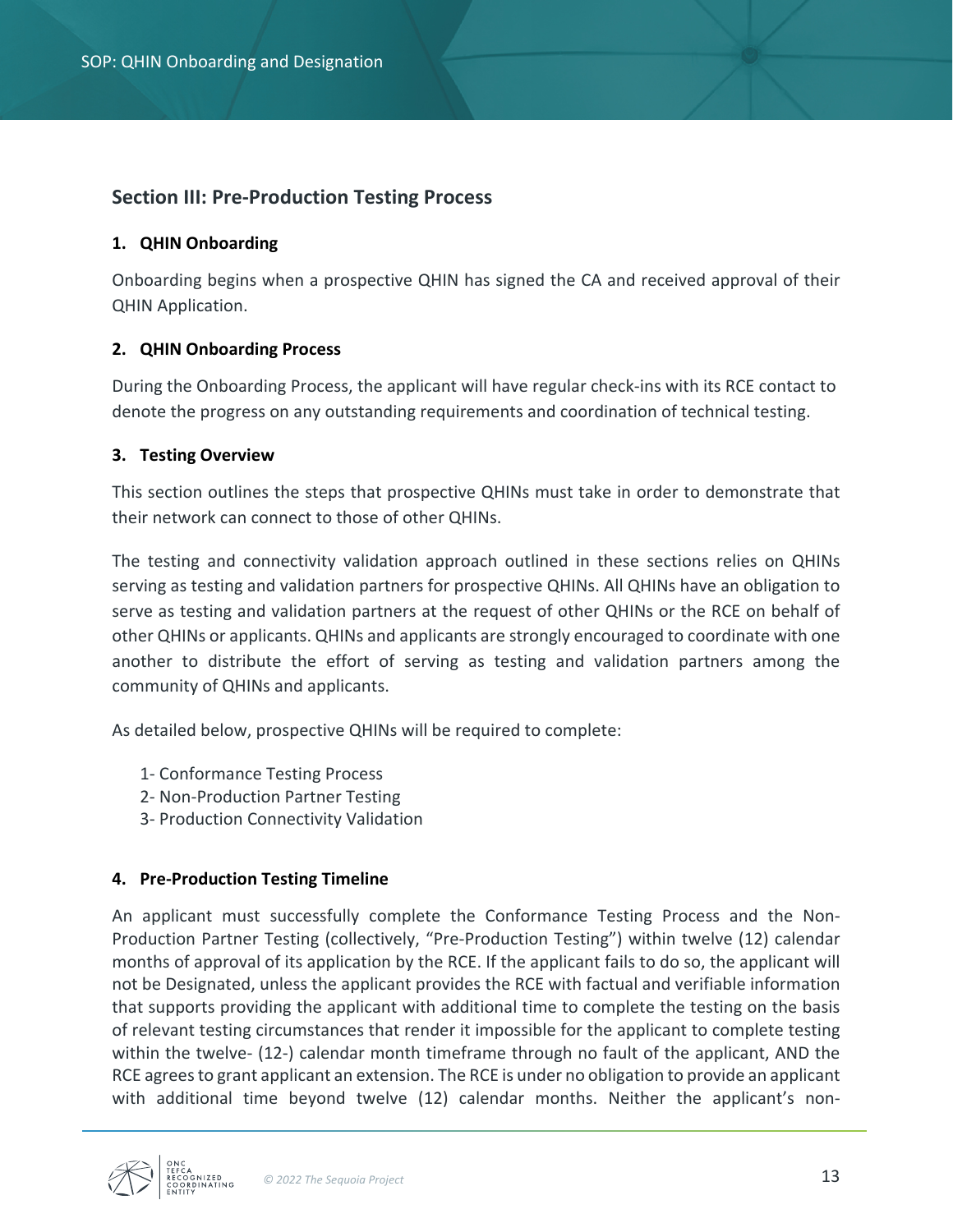## Section III: Pre-Production Testing Process

### 1. QHIN Onboarding

Onboarding begins when a prospective QHIN has signed the CA and received approval of their QHIN Application.

### 2. QHIN Onboarding Process

During the Onboarding Process, the applicant will have regular check-ins with its RCE contact to denote the progress on any outstanding requirements and coordination of technical testing.

### 3. Testing Overview

This section outlines the steps that prospective QHINs must take in order to demonstrate that their network can connect to those of other QHINs.

The testing and connectivity validation approach outlined in these sections relies on QHINs serving as testing and validation partners for prospective QHINs. All QHINs have an obligation to serve as testing and validation partners at the request of other QHINs or the RCE on behalf of other QHINs or applicants. QHINs and applicants are strongly encouraged to coordinate with one another to distribute the effort of serving as testing and validation partners among the community of QHINs and applicants.

As detailed below, prospective QHINs will be required to complete:

1- Conformance Testing Process
2- Non-Production Partner Testing
3- Production Connectivity Validation

### 4. Pre-Production Testing Timeline

An applicant must successfully complete the Conformance Testing Process and the Non-Production Partner Testing (collectively, "Pre-Production Testing") within twelve (12) calendar months of approval of its application by the RCE. If the applicant fails to do so, the applicant will not be Designated, unless the applicant provides the RCE with factual and verifiable information that supports providing the applicant with additional time to complete the testing on the basis of relevant testing circumstances that render it impossible for the applicant to complete testing within the twelve- (12-) calendar month timeframe through no fault of the applicant, AND the RCE agrees to grant applicant an extension. The RCE is under no obligation to provide an applicant with additional time beyond twelve (12) calendar months. Neither the applicant's non-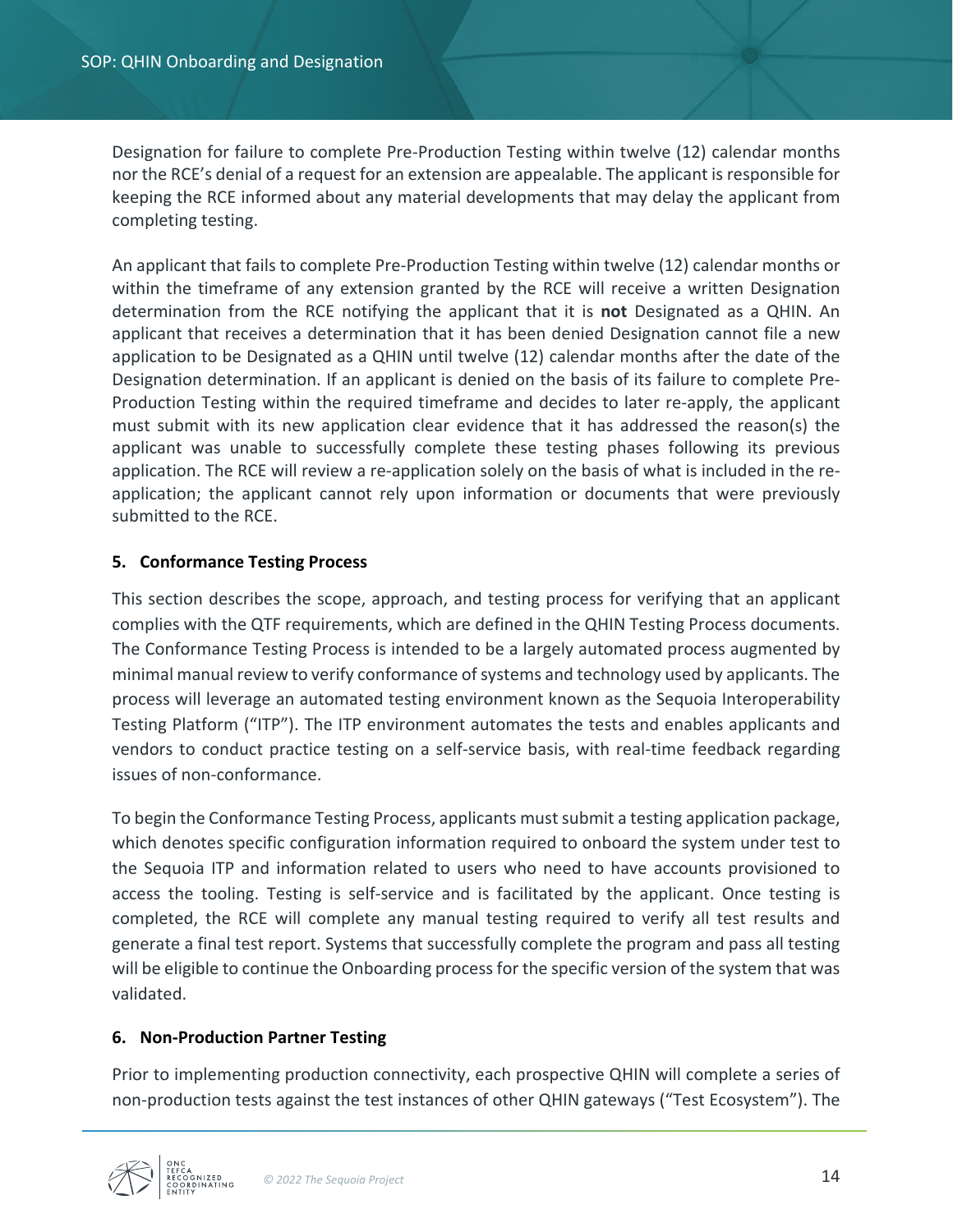Designation for failure to complete Pre-Production Testing within twelve (12) calendar months nor the RCE's denial of a request for an extension are appealable. The applicant is responsible for keeping the RCE informed about any material developments that may delay the applicant from completing testing.

An applicant that fails to complete Pre-Production Testing within twelve (12) calendar months or within the timeframe of any extension granted by the RCE will receive a written Designation determination from the RCE notifying the applicant that it is **not** Designated as a QHIN. An applicant that receives a determination that it has been denied Designation cannot file a new application to be Designated as a QHIN until twelve (12) calendar months after the date of the Designation determination. If an applicant is denied on the basis of its failure to complete Pre-Production Testing within the required timeframe and decides to later re-apply, the applicant must submit with its new application clear evidence that it has addressed the reason(s) the applicant was unable to successfully complete these testing phases following its previous application. The RCE will review a re-application solely on the basis of what is included in the re-application; the applicant cannot rely upon information or documents that were previously submitted to the RCE.

### 5. Conformance Testing Process

This section describes the scope, approach, and testing process for verifying that an applicant complies with the QTF requirements, which are defined in the QHIN Testing Process documents. The Conformance Testing Process is intended to be a largely automated process augmented by minimal manual review to verify conformance of systems and technology used by applicants. The process will leverage an automated testing environment known as the Sequoia Interoperability Testing Platform ("ITP"). The ITP environment automates the tests and enables applicants and vendors to conduct practice testing on a self-service basis, with real-time feedback regarding issues of non-conformance.

To begin the Conformance Testing Process, applicants must submit a testing application package, which denotes specific configuration information required to onboard the system under test to the Sequoia ITP and information related to users who need to have accounts provisioned to access the tooling. Testing is self-service and is facilitated by the applicant. Once testing is completed, the RCE will complete any manual testing required to verify all test results and generate a final test report. Systems that successfully complete the program and pass all testing will be eligible to continue the Onboarding process for the specific version of the system that was validated.

### 6. Non-Production Partner Testing

Prior to implementing production connectivity, each prospective QHIN will complete a series of non-production tests against the test instances of other QHIN gateways ("Test Ecosystem"). The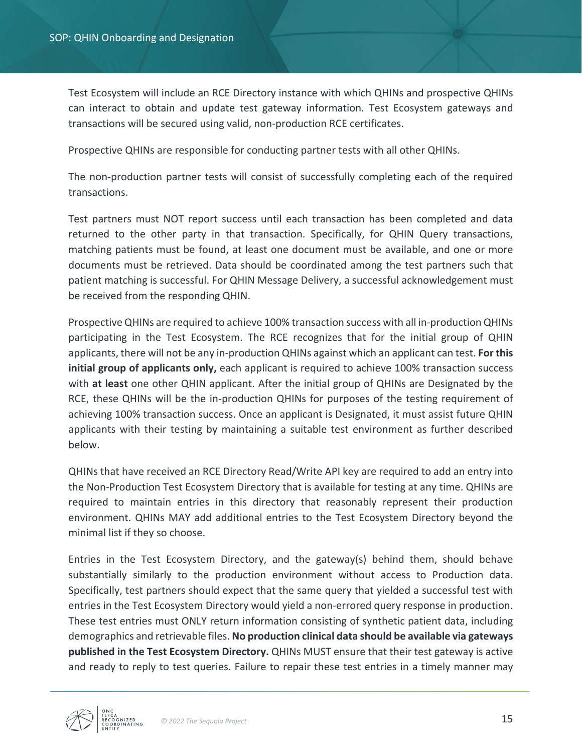Test Ecosystem will include an RCE Directory instance with which QHINs and prospective QHINs can interact to obtain and update test gateway information. Test Ecosystem gateways and transactions will be secured using valid, non-production RCE certificates.

Prospective QHINs are responsible for conducting partner tests with all other QHINs.

The non-production partner tests will consist of successfully completing each of the required transactions.

Test partners must NOT report success until each transaction has been completed and data returned to the other party in that transaction. Specifically, for QHIN Query transactions, matching patients must be found, at least one document must be available, and one or more documents must be retrieved. Data should be coordinated among the test partners such that patient matching is successful. For QHIN Message Delivery, a successful acknowledgement must be received from the responding QHIN.

Prospective QHINs are required to achieve 100% transaction success with all in-production QHINs participating in the Test Ecosystem. The RCE recognizes that for the initial group of QHIN applicants, there will not be any in-production QHINs against which an applicant can test. **For this initial group of applicants only,** each applicant is required to achieve 100% transaction success with **at least** one other QHIN applicant. After the initial group of QHINs are Designated by the RCE, these QHINs will be the in-production QHINs for purposes of the testing requirement of achieving 100% transaction success. Once an applicant is Designated, it must assist future QHIN applicants with their testing by maintaining a suitable test environment as further described below.

QHINs that have received an RCE Directory Read/Write API key are required to add an entry into the Non-Production Test Ecosystem Directory that is available for testing at any time. QHINs are required to maintain entries in this directory that reasonably represent their production environment. QHINs MAY add additional entries to the Test Ecosystem Directory beyond the minimal list if they so choose.

Entries in the Test Ecosystem Directory, and the gateway(s) behind them, should behave substantially similarly to the production environment without access to Production data. Specifically, test partners should expect that the same query that yielded a successful test with entries in the Test Ecosystem Directory would yield a non-errored query response in production. These test entries must ONLY return information consisting of synthetic patient data, including demographics and retrievable files. **No production clinical data should be available via gateways published in the Test Ecosystem Directory.** QHINs MUST ensure that their test gateway is active and ready to reply to test queries. Failure to repair these test entries in a timely manner may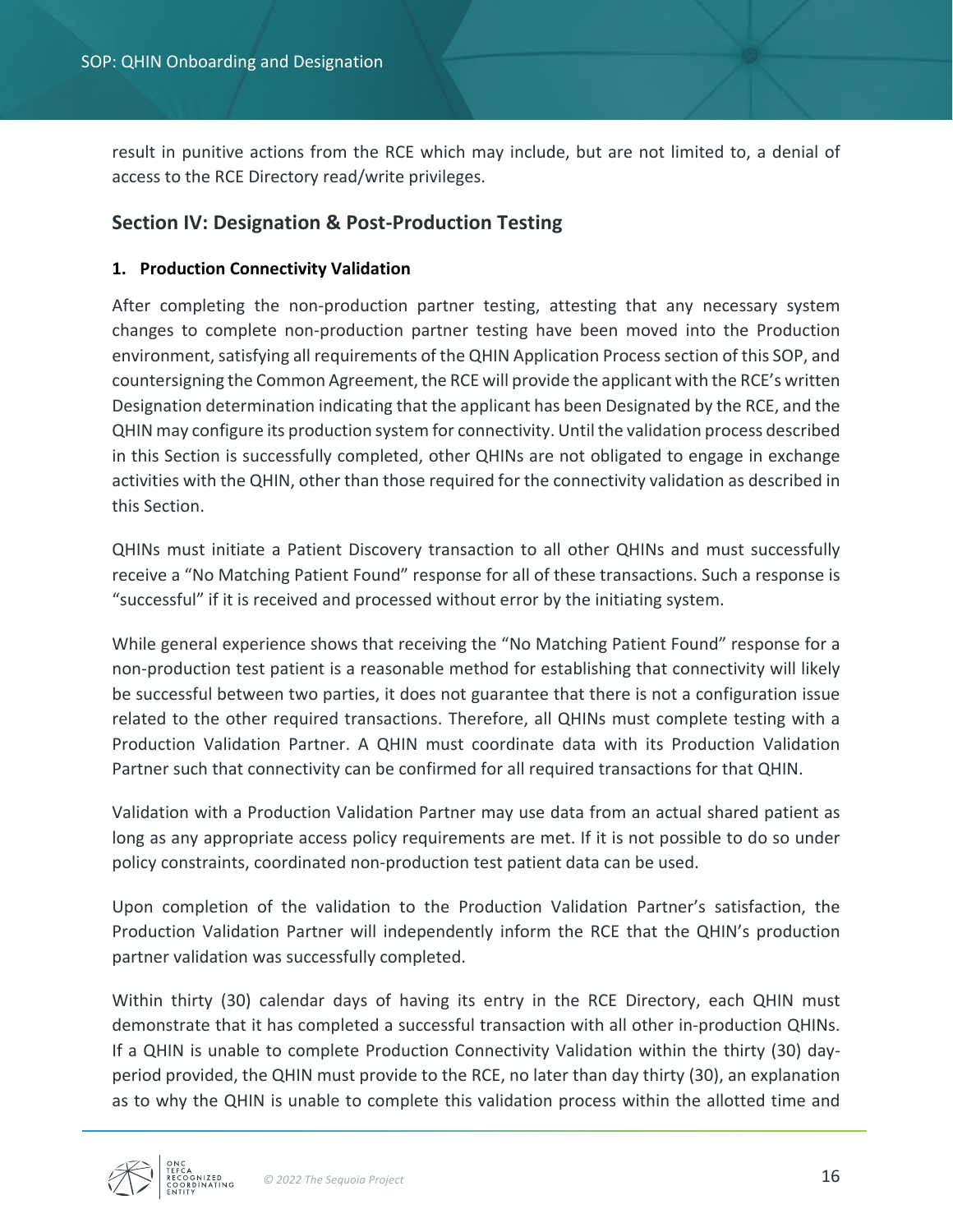result in punitive actions from the RCE which may include, but are not limited to, a denial of access to the RCE Directory read/write privileges.

## Section IV: Designation & Post-Production Testing

### 1. Production Connectivity Validation

After completing the non-production partner testing, attesting that any necessary system changes to complete non-production partner testing have been moved into the Production environment, satisfying all requirements of the QHIN Application Process section of this SOP, and countersigning the Common Agreement, the RCE will provide the applicant with the RCE's written Designation determination indicating that the applicant has been Designated by the RCE, and the QHIN may configure its production system for connectivity. Until the validation process described in this Section is successfully completed, other QHINs are not obligated to engage in exchange activities with the QHIN, other than those required for the connectivity validation as described in this Section.

QHINs must initiate a Patient Discovery transaction to all other QHINs and must successfully receive a "No Matching Patient Found" response for all of these transactions. Such a response is "successful" if it is received and processed without error by the initiating system.

While general experience shows that receiving the "No Matching Patient Found" response for a non-production test patient is a reasonable method for establishing that connectivity will likely be successful between two parties, it does not guarantee that there is not a configuration issue related to the other required transactions. Therefore, all QHINs must complete testing with a Production Validation Partner. A QHIN must coordinate data with its Production Validation Partner such that connectivity can be confirmed for all required transactions for that QHIN.

Validation with a Production Validation Partner may use data from an actual shared patient as long as any appropriate access policy requirements are met. If it is not possible to do so under policy constraints, coordinated non-production test patient data can be used.

Upon completion of the validation to the Production Validation Partner's satisfaction, the Production Validation Partner will independently inform the RCE that the QHIN's production partner validation was successfully completed.

Within thirty (30) calendar days of having its entry in the RCE Directory, each QHIN must demonstrate that it has completed a successful transaction with all other in-production QHINs. If a QHIN is unable to complete Production Connectivity Validation within the thirty (30) day-period provided, the QHIN must provide to the RCE, no later than day thirty (30), an explanation as to why the QHIN is unable to complete this validation process within the allotted time and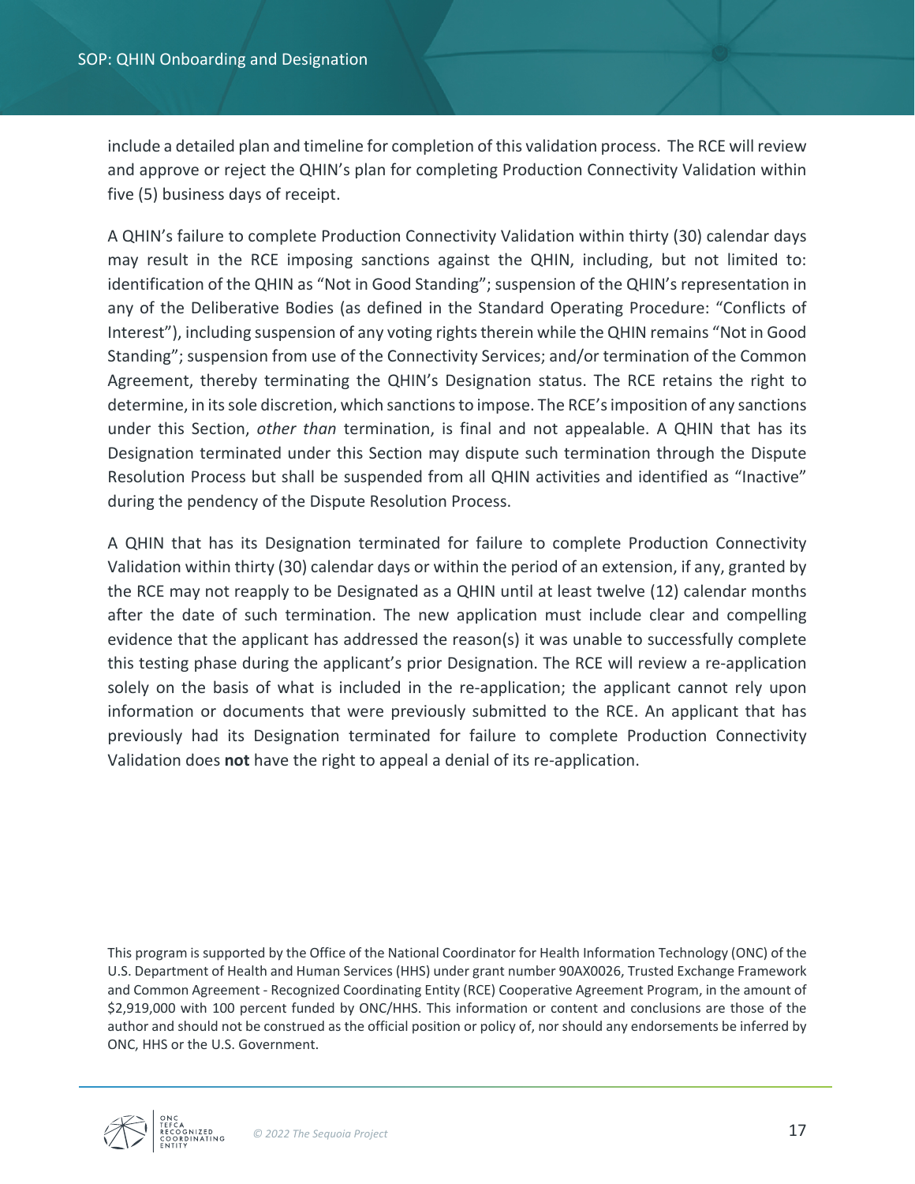include a detailed plan and timeline for completion of this validation process. The RCE will review and approve or reject the QHIN's plan for completing Production Connectivity Validation within five (5) business days of receipt.

A QHIN's failure to complete Production Connectivity Validation within thirty (30) calendar days may result in the RCE imposing sanctions against the QHIN, including, but not limited to: identification of the QHIN as "Not in Good Standing"; suspension of the QHIN's representation in any of the Deliberative Bodies (as defined in the Standard Operating Procedure: "Conflicts of Interest"), including suspension of any voting rights therein while the QHIN remains "Not in Good Standing"; suspension from use of the Connectivity Services; and/or termination of the Common Agreement, thereby terminating the QHIN's Designation status. The RCE retains the right to determine, in its sole discretion, which sanctions to impose. The RCE's imposition of any sanctions under this Section, *other than* termination, is final and not appealable. A QHIN that has its Designation terminated under this Section may dispute such termination through the Dispute Resolution Process but shall be suspended from all QHIN activities and identified as "Inactive" during the pendency of the Dispute Resolution Process.

A QHIN that has its Designation terminated for failure to complete Production Connectivity Validation within thirty (30) calendar days or within the period of an extension, if any, granted by the RCE may not reapply to be Designated as a QHIN until at least twelve (12) calendar months after the date of such termination. The new application must include clear and compelling evidence that the applicant has addressed the reason(s) it was unable to successfully complete this testing phase during the applicant's prior Designation. The RCE will review a re-application solely on the basis of what is included in the re-application; the applicant cannot rely upon information or documents that were previously submitted to the RCE. An applicant that has previously had its Designation terminated for failure to complete Production Connectivity Validation does **not** have the right to appeal a denial of its re-application.

This program is supported by the Office of the National Coordinator for Health Information Technology (ONC) of the U.S. Department of Health and Human Services (HHS) under grant number 90AX0026, Trusted Exchange Framework and Common Agreement - Recognized Coordinating Entity (RCE) Cooperative Agreement Program, in the amount of $2,919,000 with 100 percent funded by ONC/HHS. This information or content and conclusions are those of the author and should not be construed as the official position or policy of, nor should any endorsements be inferred by ONC, HHS or the U.S. Government.